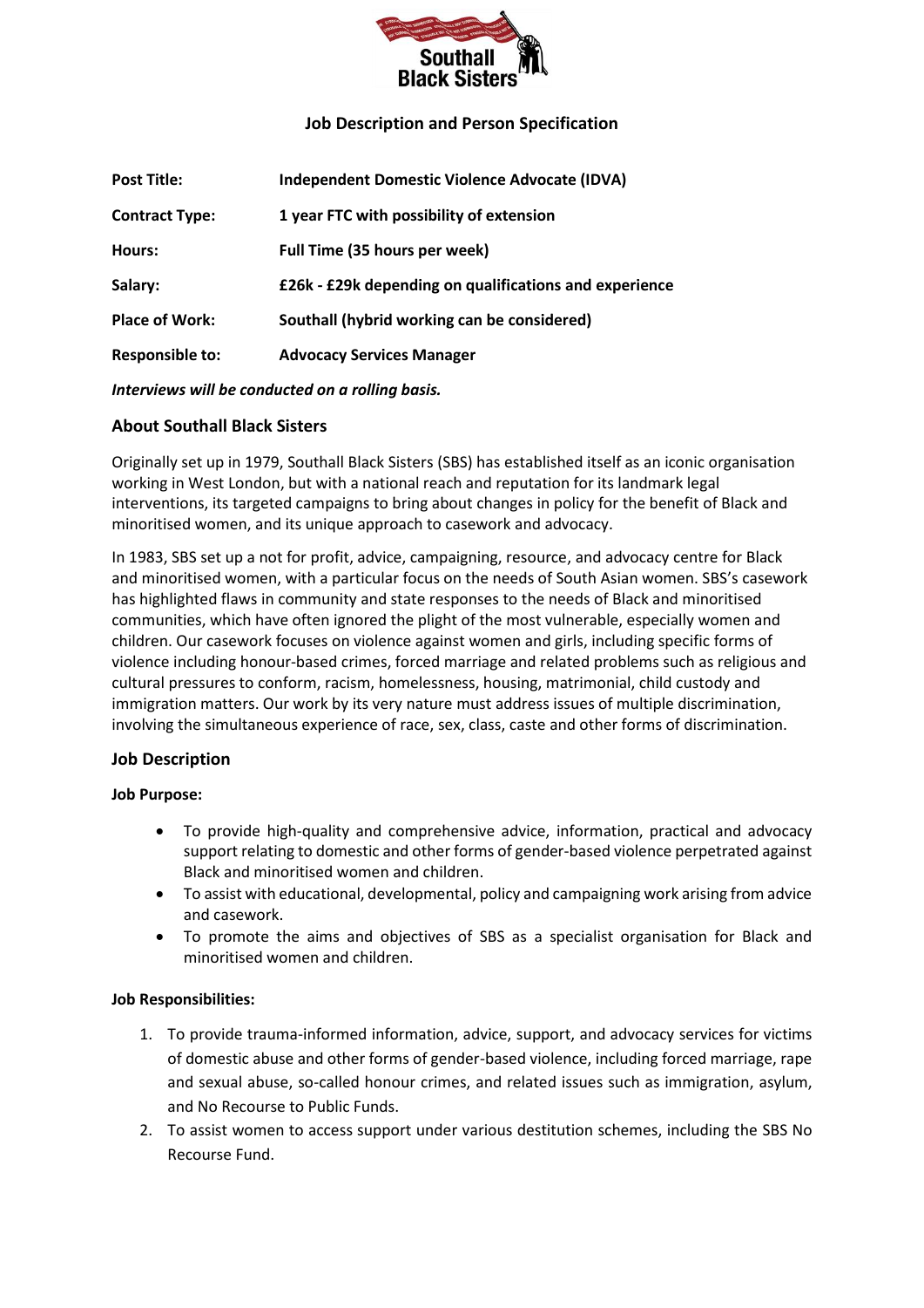# Job Description and Person Specification

| | |
|---|---|
| **Post Title:** | **Independent Domestic Violence Advocate (IDVA)** |
| **Contract Type:** | **1 year FTC with possibility of extension** |
| **Hours:** | **Full Time (35 hours per week)** |
| **Salary:** | **£26k - £29k depending on qualifications and experience** |
| **Place of Work:** | **Southall (hybrid working can be considered)** |
| **Responsible to:** | **Advocacy Services Manager** |

***Interviews will be conducted on a rolling basis.***

## About Southall Black Sisters

Originally set up in 1979, Southall Black Sisters (SBS) has established itself as an iconic organisation working in West London, but with a national reach and reputation for its landmark legal interventions, its targeted campaigns to bring about changes in policy for the benefit of Black and minoritised women, and its unique approach to casework and advocacy.

In 1983, SBS set up a not for profit, advice, campaigning, resource, and advocacy centre for Black and minoritised women, with a particular focus on the needs of South Asian women. SBS's casework has highlighted flaws in community and state responses to the needs of Black and minoritised communities, which have often ignored the plight of the most vulnerable, especially women and children. Our casework focuses on violence against women and girls, including specific forms of violence including honour-based crimes, forced marriage and related problems such as religious and cultural pressures to conform, racism, homelessness, housing, matrimonial, child custody and immigration matters. Our work by its very nature must address issues of multiple discrimination, involving the simultaneous experience of race, sex, class, caste and other forms of discrimination.

## Job Description

**Job Purpose:**

- To provide high-quality and comprehensive advice, information, practical and advocacy support relating to domestic and other forms of gender-based violence perpetrated against Black and minoritised women and children.
- To assist with educational, developmental, policy and campaigning work arising from advice and casework.
- To promote the aims and objectives of SBS as a specialist organisation for Black and minoritised women and children.

**Job Responsibilities:**

1. To provide trauma-informed information, advice, support, and advocacy services for victims of domestic abuse and other forms of gender-based violence, including forced marriage, rape and sexual abuse, so-called honour crimes, and related issues such as immigration, asylum, and No Recourse to Public Funds.
2. To assist women to access support under various destitution schemes, including the SBS No Recourse Fund.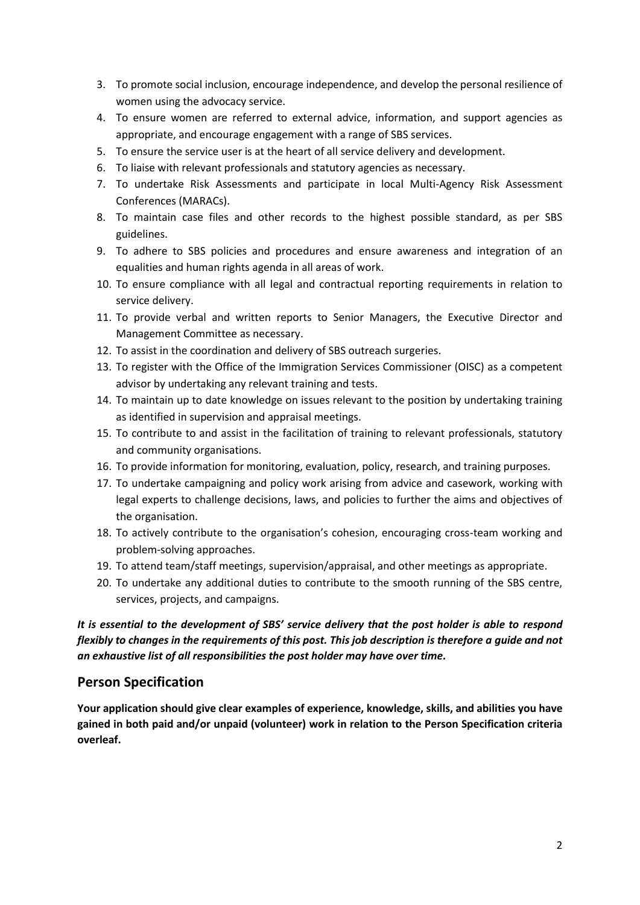3. To promote social inclusion, encourage independence, and develop the personal resilience of women using the advocacy service.
4. To ensure women are referred to external advice, information, and support agencies as appropriate, and encourage engagement with a range of SBS services.
5. To ensure the service user is at the heart of all service delivery and development.
6. To liaise with relevant professionals and statutory agencies as necessary.
7. To undertake Risk Assessments and participate in local Multi-Agency Risk Assessment Conferences (MARACs).
8. To maintain case files and other records to the highest possible standard, as per SBS guidelines.
9. To adhere to SBS policies and procedures and ensure awareness and integration of an equalities and human rights agenda in all areas of work.
10. To ensure compliance with all legal and contractual reporting requirements in relation to service delivery.
11. To provide verbal and written reports to Senior Managers, the Executive Director and Management Committee as necessary.
12. To assist in the coordination and delivery of SBS outreach surgeries.
13. To register with the Office of the Immigration Services Commissioner (OISC) as a competent advisor by undertaking any relevant training and tests.
14. To maintain up to date knowledge on issues relevant to the position by undertaking training as identified in supervision and appraisal meetings.
15. To contribute to and assist in the facilitation of training to relevant professionals, statutory and community organisations.
16. To provide information for monitoring, evaluation, policy, research, and training purposes.
17. To undertake campaigning and policy work arising from advice and casework, working with legal experts to challenge decisions, laws, and policies to further the aims and objectives of the organisation.
18. To actively contribute to the organisation's cohesion, encouraging cross-team working and problem-solving approaches.
19. To attend team/staff meetings, supervision/appraisal, and other meetings as appropriate.
20. To undertake any additional duties to contribute to the smooth running of the SBS centre, services, projects, and campaigns.

***It is essential to the development of SBS' service delivery that the post holder is able to respond flexibly to changes in the requirements of this post. This job description is therefore a guide and not an exhaustive list of all responsibilities the post holder may have over time.***

## Person Specification

**Your application should give clear examples of experience, knowledge, skills, and abilities you have gained in both paid and/or unpaid (volunteer) work in relation to the Person Specification criteria overleaf.**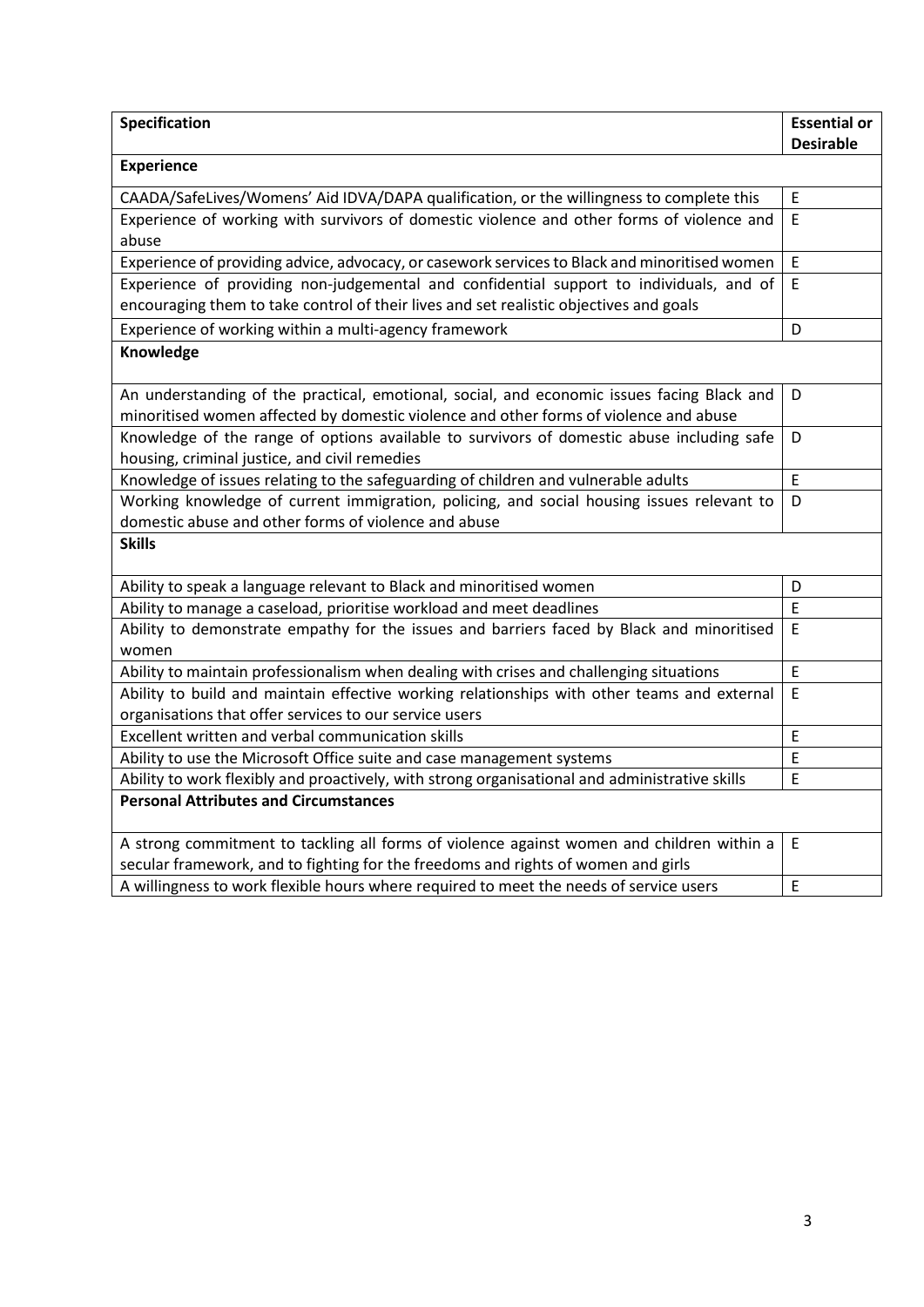| Specification | Essential or Desirable |
|---|---|
| **Experience** | |
| CAADA/SafeLives/Womens' Aid IDVA/DAPA qualification, or the willingness to complete this | E |
| Experience of working with survivors of domestic violence and other forms of violence and abuse | E |
| Experience of providing advice, advocacy, or casework services to Black and minoritised women | E |
| Experience of providing non-judgemental and confidential support to individuals, and of encouraging them to take control of their lives and set realistic objectives and goals | E |
| Experience of working within a multi-agency framework | D |
| **Knowledge** | |
| An understanding of the practical, emotional, social, and economic issues facing Black and minoritised women affected by domestic violence and other forms of violence and abuse | D |
| Knowledge of the range of options available to survivors of domestic abuse including safe housing, criminal justice, and civil remedies | D |
| Knowledge of issues relating to the safeguarding of children and vulnerable adults | E |
| Working knowledge of current immigration, policing, and social housing issues relevant to domestic abuse and other forms of violence and abuse | D |
| **Skills** | |
| Ability to speak a language relevant to Black and minoritised women | D |
| Ability to manage a caseload, prioritise workload and meet deadlines | E |
| Ability to demonstrate empathy for the issues and barriers faced by Black and minoritised women | E |
| Ability to maintain professionalism when dealing with crises and challenging situations | E |
| Ability to build and maintain effective working relationships with other teams and external organisations that offer services to our service users | E |
| Excellent written and verbal communication skills | E |
| Ability to use the Microsoft Office suite and case management systems | E |
| Ability to work flexibly and proactively, with strong organisational and administrative skills | E |
| **Personal Attributes and Circumstances** | |
| A strong commitment to tackling all forms of violence against women and children within a secular framework, and to fighting for the freedoms and rights of women and girls | E |
| A willingness to work flexible hours where required to meet the needs of service users | E |